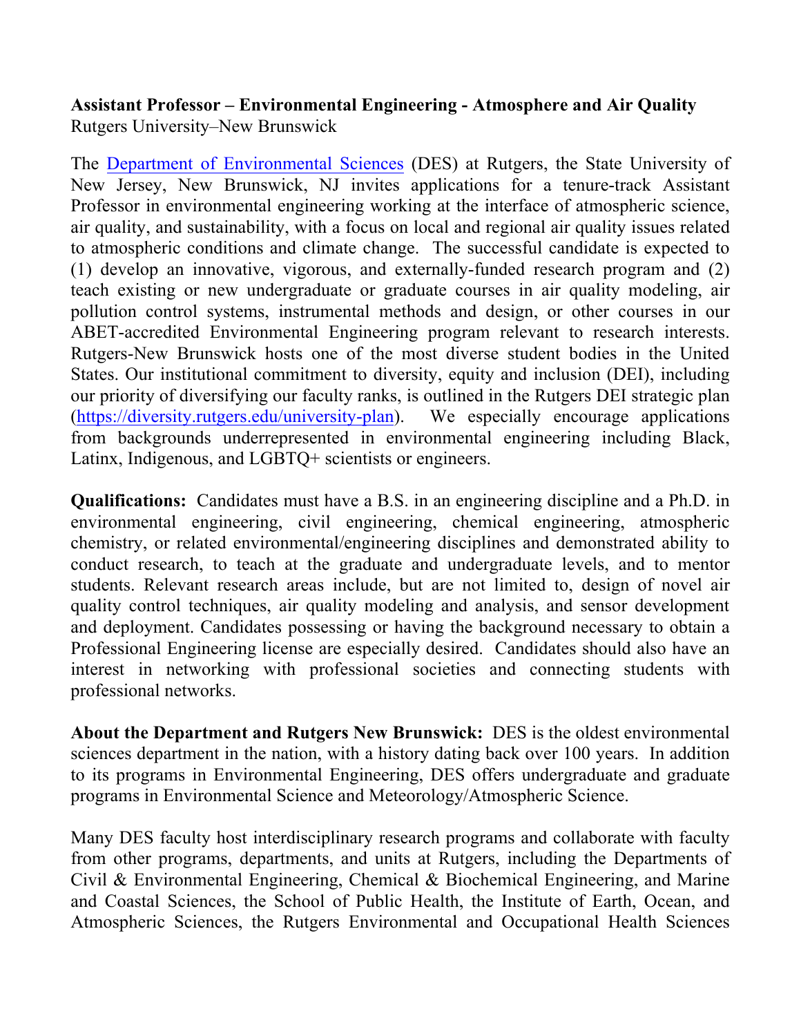**Assistant Professor – Environmental Engineering - Atmosphere and Air Quality**
Rutgers University–New Brunswick

The [Department of Environmental Sciences](#) (DES) at Rutgers, the State University of New Jersey, New Brunswick, NJ invites applications for a tenure-track Assistant Professor in environmental engineering working at the interface of atmospheric science, air quality, and sustainability, with a focus on local and regional air quality issues related to atmospheric conditions and climate change. The successful candidate is expected to (1) develop an innovative, vigorous, and externally-funded research program and (2) teach existing or new undergraduate or graduate courses in air quality modeling, air pollution control systems, instrumental methods and design, or other courses in our ABET-accredited Environmental Engineering program relevant to research interests. Rutgers-New Brunswick hosts one of the most diverse student bodies in the United States. Our institutional commitment to diversity, equity and inclusion (DEI), including our priority of diversifying our faculty ranks, is outlined in the Rutgers DEI strategic plan (https://diversity.rutgers.edu/university-plan). We especially encourage applications from backgrounds underrepresented in environmental engineering including Black, Latinx, Indigenous, and LGBTQ+ scientists or engineers.

**Qualifications:** Candidates must have a B.S. in an engineering discipline and a Ph.D. in environmental engineering, civil engineering, chemical engineering, atmospheric chemistry, or related environmental/engineering disciplines and demonstrated ability to conduct research, to teach at the graduate and undergraduate levels, and to mentor students. Relevant research areas include, but are not limited to, design of novel air quality control techniques, air quality modeling and analysis, and sensor development and deployment. Candidates possessing or having the background necessary to obtain a Professional Engineering license are especially desired. Candidates should also have an interest in networking with professional societies and connecting students with professional networks.

**About the Department and Rutgers New Brunswick:** DES is the oldest environmental sciences department in the nation, with a history dating back over 100 years. In addition to its programs in Environmental Engineering, DES offers undergraduate and graduate programs in Environmental Science and Meteorology/Atmospheric Science.

Many DES faculty host interdisciplinary research programs and collaborate with faculty from other programs, departments, and units at Rutgers, including the Departments of Civil & Environmental Engineering, Chemical & Biochemical Engineering, and Marine and Coastal Sciences, the School of Public Health, the Institute of Earth, Ocean, and Atmospheric Sciences, the Rutgers Environmental and Occupational Health Sciences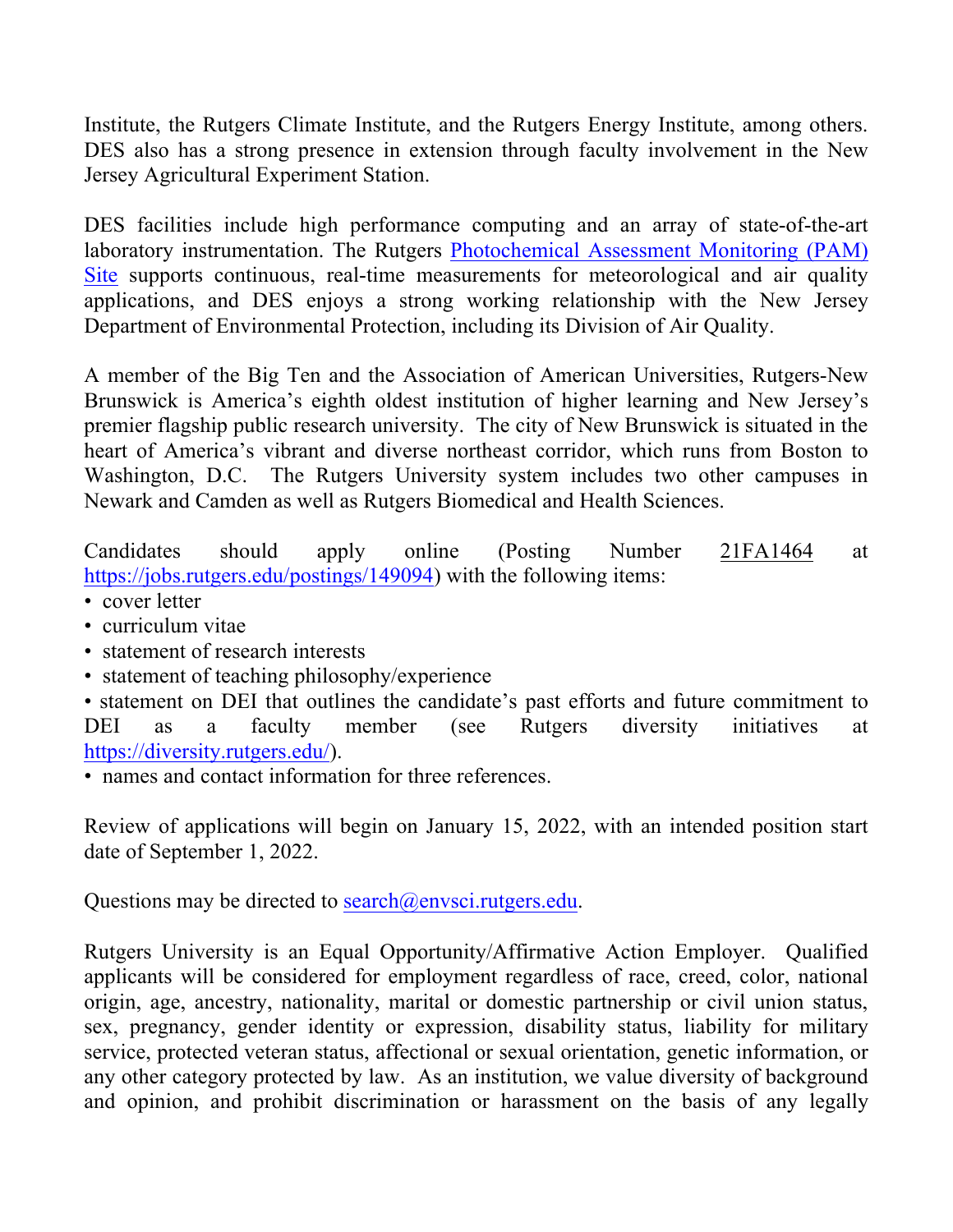Institute, the Rutgers Climate Institute, and the Rutgers Energy Institute, among others. DES also has a strong presence in extension through faculty involvement in the New Jersey Agricultural Experiment Station.

DES facilities include high performance computing and an array of state-of-the-art laboratory instrumentation. The Rutgers Photochemical Assessment Monitoring (PAM) Site supports continuous, real-time measurements for meteorological and air quality applications, and DES enjoys a strong working relationship with the New Jersey Department of Environmental Protection, including its Division of Air Quality.

A member of the Big Ten and the Association of American Universities, Rutgers-New Brunswick is America's eighth oldest institution of higher learning and New Jersey's premier flagship public research university. The city of New Brunswick is situated in the heart of America's vibrant and diverse northeast corridor, which runs from Boston to Washington, D.C. The Rutgers University system includes two other campuses in Newark and Camden as well as Rutgers Biomedical and Health Sciences.

Candidates should apply online (Posting Number 21FA1464 at https://jobs.rutgers.edu/postings/149094) with the following items:

- cover letter
- curriculum vitae
- statement of research interests
- statement of teaching philosophy/experience
- statement on DEI that outlines the candidate's past efforts and future commitment to DEI as a faculty member (see Rutgers diversity initiatives at https://diversity.rutgers.edu/).
- names and contact information for three references.

Review of applications will begin on January 15, 2022, with an intended position start date of September 1, 2022.

Questions may be directed to search@envsci.rutgers.edu.

Rutgers University is an Equal Opportunity/Affirmative Action Employer. Qualified applicants will be considered for employment regardless of race, creed, color, national origin, age, ancestry, nationality, marital or domestic partnership or civil union status, sex, pregnancy, gender identity or expression, disability status, liability for military service, protected veteran status, affectional or sexual orientation, genetic information, or any other category protected by law. As an institution, we value diversity of background and opinion, and prohibit discrimination or harassment on the basis of any legally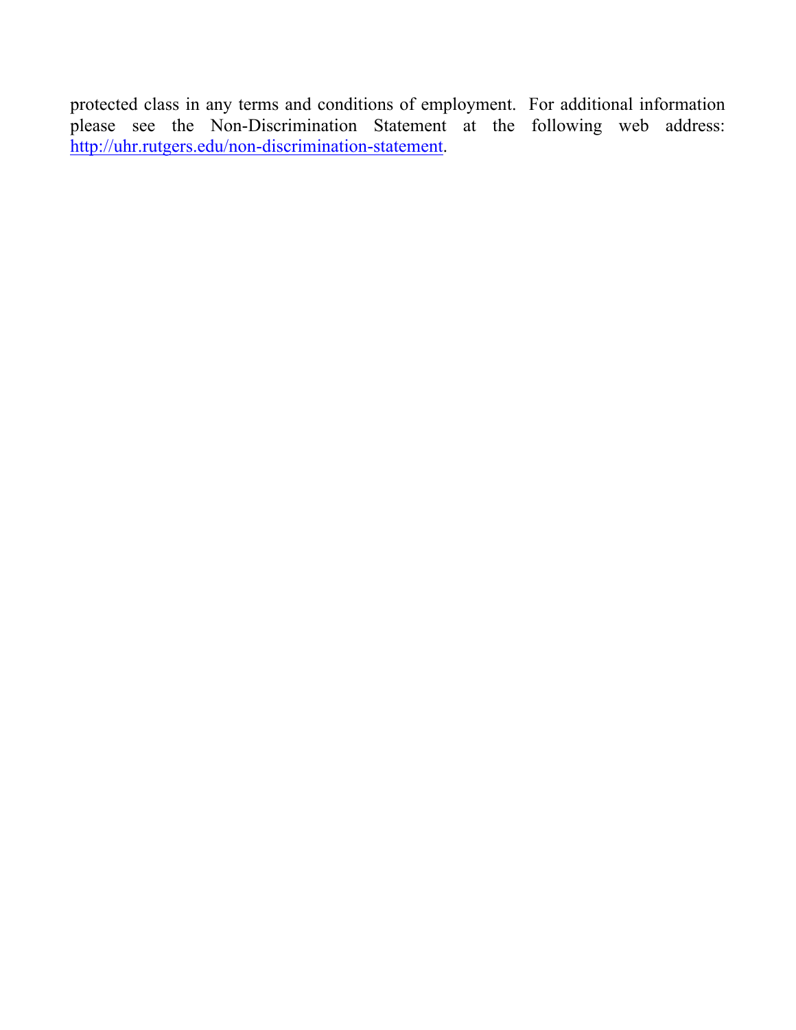protected class in any terms and conditions of employment. For additional information please see the Non-Discrimination Statement at the following web address: [http://uhr.rutgers.edu/non-discrimination-statement](http://uhr.rutgers.edu/non-discrimination-statement).